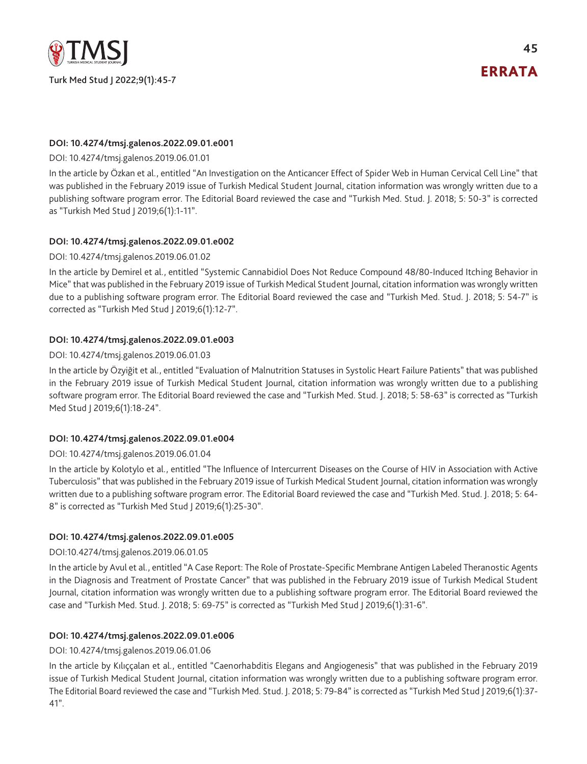# ERRATA

**DOI: 10.4274/tmsj.galenos.2022.09.01.e001**

DOI: 10.4274/tmsj.galenos.2019.06.01.01

In the article by Özkan et al., entitled "An Investigation on the Anticancer Effect of Spider Web in Human Cervical Cell Line" that was published in the February 2019 issue of Turkish Medical Student Journal, citation information was wrongly written due to a publishing software program error. The Editorial Board reviewed the case and "Turkish Med. Stud. J. 2018; 5: 50-3" is corrected as "Turkish Med Stud J 2019;6(1):1-11".

**DOI: 10.4274/tmsj.galenos.2022.09.01.e002**

DOI: 10.4274/tmsj.galenos.2019.06.01.02

In the article by Demirel et al., entitled "Systemic Cannabidiol Does Not Reduce Compound 48/80-Induced Itching Behavior in Mice" that was published in the February 2019 issue of Turkish Medical Student Journal, citation information was wrongly written due to a publishing software program error. The Editorial Board reviewed the case and "Turkish Med. Stud. J. 2018; 5: 54-7" is corrected as "Turkish Med Stud J 2019;6(1):12-7".

**DOI: 10.4274/tmsj.galenos.2022.09.01.e003**

DOI: 10.4274/tmsj.galenos.2019.06.01.03

In the article by Özyiğit et al., entitled "Evaluation of Malnutrition Statuses in Systolic Heart Failure Patients" that was published in the February 2019 issue of Turkish Medical Student Journal, citation information was wrongly written due to a publishing software program error. The Editorial Board reviewed the case and "Turkish Med. Stud. J. 2018; 5: 58-63" is corrected as "Turkish Med Stud J 2019;6(1):18-24".

**DOI: 10.4274/tmsj.galenos.2022.09.01.e004**

DOI: 10.4274/tmsj.galenos.2019.06.01.04

In the article by Kolotylo et al., entitled "The Influence of Intercurrent Diseases on the Course of HIV in Association with Active Tuberculosis" that was published in the February 2019 issue of Turkish Medical Student Journal, citation information was wrongly written due to a publishing software program error. The Editorial Board reviewed the case and "Turkish Med. Stud. J. 2018; 5: 64-8" is corrected as "Turkish Med Stud J 2019;6(1):25-30".

**DOI: 10.4274/tmsj.galenos.2022.09.01.e005**

DOI:10.4274/tmsj.galenos.2019.06.01.05

In the article by Avul et al., entitled "A Case Report: The Role of Prostate-Specific Membrane Antigen Labeled Theranostic Agents in the Diagnosis and Treatment of Prostate Cancer" that was published in the February 2019 issue of Turkish Medical Student Journal, citation information was wrongly written due to a publishing software program error. The Editorial Board reviewed the case and "Turkish Med. Stud. J. 2018; 5: 69-75" is corrected as "Turkish Med Stud J 2019;6(1):31-6".

**DOI: 10.4274/tmsj.galenos.2022.09.01.e006**

DOI: 10.4274/tmsj.galenos.2019.06.01.06

In the article by Kılıççalan et al., entitled "Caenorhabditis Elegans and Angiogenesis" that was published in the February 2019 issue of Turkish Medical Student Journal, citation information was wrongly written due to a publishing software program error. The Editorial Board reviewed the case and "Turkish Med. Stud. J. 2018; 5: 79-84" is corrected as "Turkish Med Stud J 2019;6(1):37-41".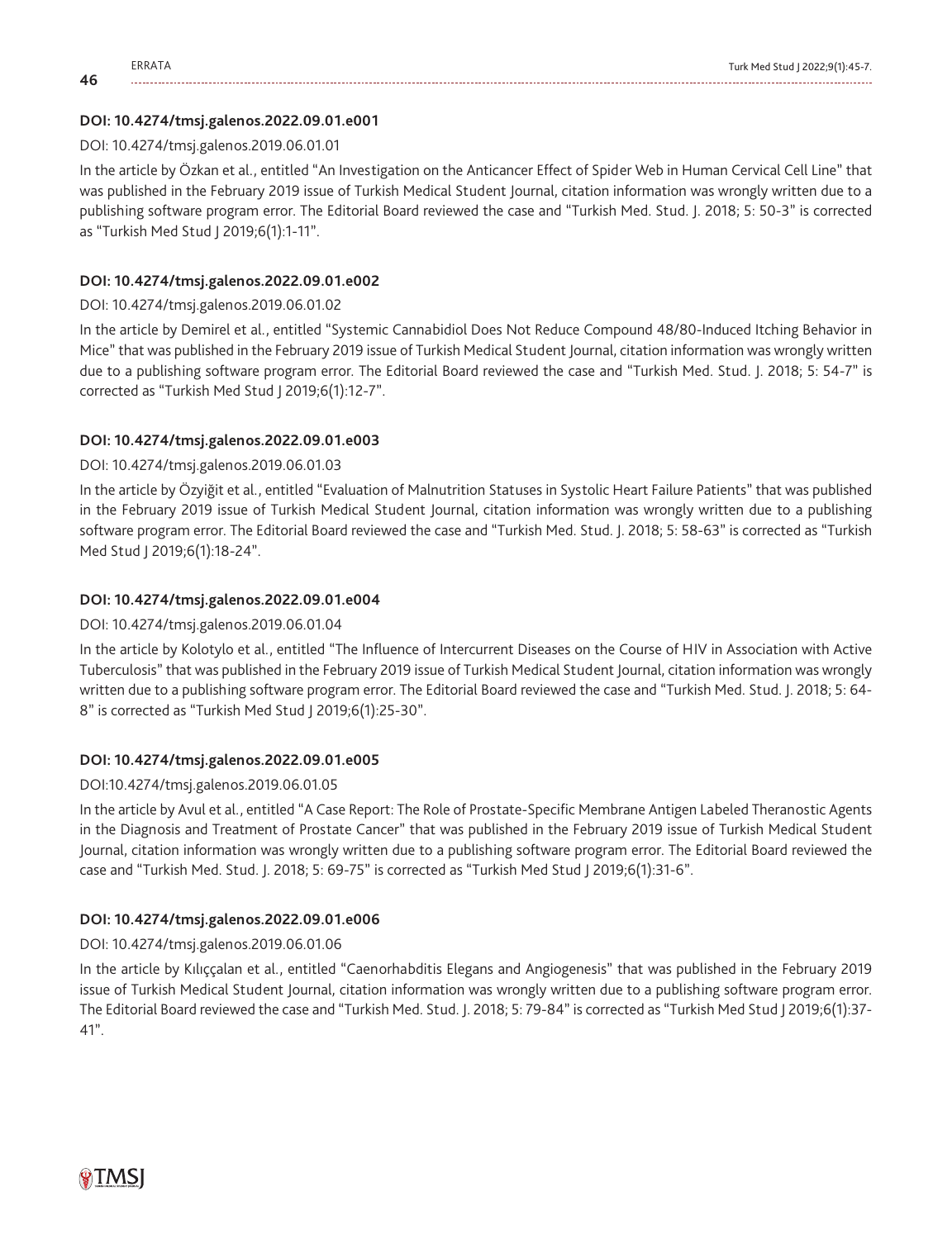**DOI: 10.4274/tmsj.galenos.2022.09.01.e001**

DOI: 10.4274/tmsj.galenos.2019.06.01.01

In the article by Özkan et al., entitled "An Investigation on the Anticancer Effect of Spider Web in Human Cervical Cell Line" that was published in the February 2019 issue of Turkish Medical Student Journal, citation information was wrongly written due to a publishing software program error. The Editorial Board reviewed the case and "Turkish Med. Stud. J. 2018; 5: 50-3" is corrected as "Turkish Med Stud J 2019;6(1):1-11".

**DOI: 10.4274/tmsj.galenos.2022.09.01.e002**

DOI: 10.4274/tmsj.galenos.2019.06.01.02

In the article by Demirel et al., entitled "Systemic Cannabidiol Does Not Reduce Compound 48/80-Induced Itching Behavior in Mice" that was published in the February 2019 issue of Turkish Medical Student Journal, citation information was wrongly written due to a publishing software program error. The Editorial Board reviewed the case and "Turkish Med. Stud. J. 2018; 5: 54-7" is corrected as "Turkish Med Stud J 2019;6(1):12-7".

**DOI: 10.4274/tmsj.galenos.2022.09.01.e003**

DOI: 10.4274/tmsj.galenos.2019.06.01.03

In the article by Özyiğit et al., entitled "Evaluation of Malnutrition Statuses in Systolic Heart Failure Patients" that was published in the February 2019 issue of Turkish Medical Student Journal, citation information was wrongly written due to a publishing software program error. The Editorial Board reviewed the case and "Turkish Med. Stud. J. 2018; 5: 58-63" is corrected as "Turkish Med Stud J 2019;6(1):18-24".

**DOI: 10.4274/tmsj.galenos.2022.09.01.e004**

DOI: 10.4274/tmsj.galenos.2019.06.01.04

In the article by Kolotylo et al., entitled "The Influence of Intercurrent Diseases on the Course of HIV in Association with Active Tuberculosis" that was published in the February 2019 issue of Turkish Medical Student Journal, citation information was wrongly written due to a publishing software program error. The Editorial Board reviewed the case and "Turkish Med. Stud. J. 2018; 5: 64-8" is corrected as "Turkish Med Stud J 2019;6(1):25-30".

**DOI: 10.4274/tmsj.galenos.2022.09.01.e005**

DOI:10.4274/tmsj.galenos.2019.06.01.05

In the article by Avul et al., entitled "A Case Report: The Role of Prostate-Specific Membrane Antigen Labeled Theranostic Agents in the Diagnosis and Treatment of Prostate Cancer" that was published in the February 2019 issue of Turkish Medical Student Journal, citation information was wrongly written due to a publishing software program error. The Editorial Board reviewed the case and "Turkish Med. Stud. J. 2018; 5: 69-75" is corrected as "Turkish Med Stud J 2019;6(1):31-6".

**DOI: 10.4274/tmsj.galenos.2022.09.01.e006**

DOI: 10.4274/tmsj.galenos.2019.06.01.06

In the article by Kılıççalan et al., entitled "Caenorhabditis Elegans and Angiogenesis" that was published in the February 2019 issue of Turkish Medical Student Journal, citation information was wrongly written due to a publishing software program error. The Editorial Board reviewed the case and "Turkish Med. Stud. J. 2018; 5: 79-84" is corrected as "Turkish Med Stud J 2019;6(1):37-41".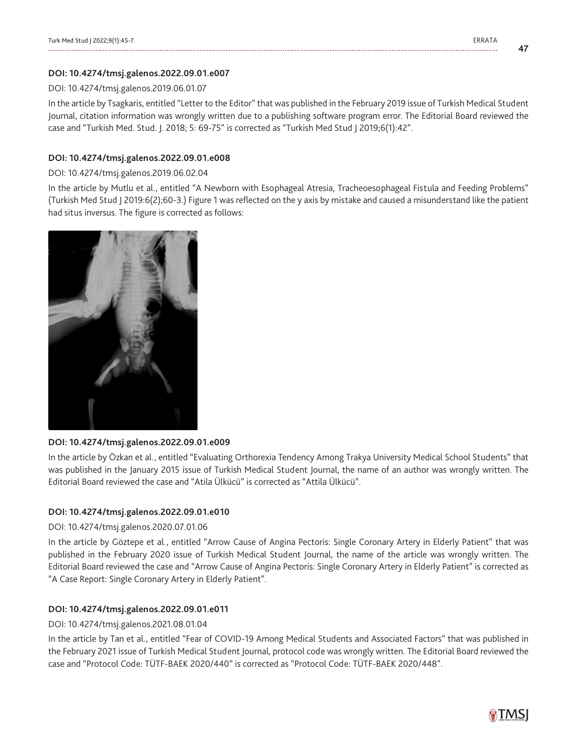**DOI: 10.4274/tmsj.galenos.2022.09.01.e007**

DOI: 10.4274/tmsj.galenos.2019.06.01.07

In the article by Tsagkaris, entitled "Letter to the Editor" that was published in the February 2019 issue of Turkish Medical Student Journal, citation information was wrongly written due to a publishing software program error. The Editorial Board reviewed the case and "Turkish Med. Stud. J. 2018; 5: 69-75" is corrected as "Turkish Med Stud J 2019;6(1):42".

**DOI: 10.4274/tmsj.galenos.2022.09.01.e008**

DOI: 10.4274/tmsj.galenos.2019.06.02.04

In the article by Mutlu et al., entitled "A Newborn with Esophageal Atresia, Tracheoesophageal Fistula and Feeding Problems" (Turkish Med Stud J 2019:6(2);60-3.) Figure 1 was reflected on the y axis by mistake and caused a misunderstand like the patient had situs inversus. The figure is corrected as follows:

**DOI: 10.4274/tmsj.galenos.2022.09.01.e009**

In the article by Özkan et al., entitled "Evaluating Orthorexia Tendency Among Trakya University Medical School Students" that was published in the January 2015 issue of Turkish Medical Student Journal, the name of an author was wrongly written. The Editorial Board reviewed the case and "Atila Ülkücü" is corrected as "Attila Ülkücü".

**DOI: 10.4274/tmsj.galenos.2022.09.01.e010**

DOI: 10.4274/tmsj.galenos.2020.07.01.06

In the article by Göztepe et al., entitled "Arrow Cause of Angina Pectoris: Single Coronary Artery in Elderly Patient" that was published in the February 2020 issue of Turkish Medical Student Journal, the name of the article was wrongly written. The Editorial Board reviewed the case and "Arrow Cause of Angina Pectoris: Single Coronary Artery in Elderly Patient" is corrected as "A Case Report: Single Coronary Artery in Elderly Patient".

**DOI: 10.4274/tmsj.galenos.2022.09.01.e011**

DOI: 10.4274/tmsj.galenos.2021.08.01.04

In the article by Tan et al., entitled "Fear of COVID-19 Among Medical Students and Associated Factors" that was published in the February 2021 issue of Turkish Medical Student Journal, protocol code was wrongly written. The Editorial Board reviewed the case and "Protocol Code: TÜTF-BAEK 2020/440" is corrected as "Protocol Code: TÜTF-BAEK 2020/448".